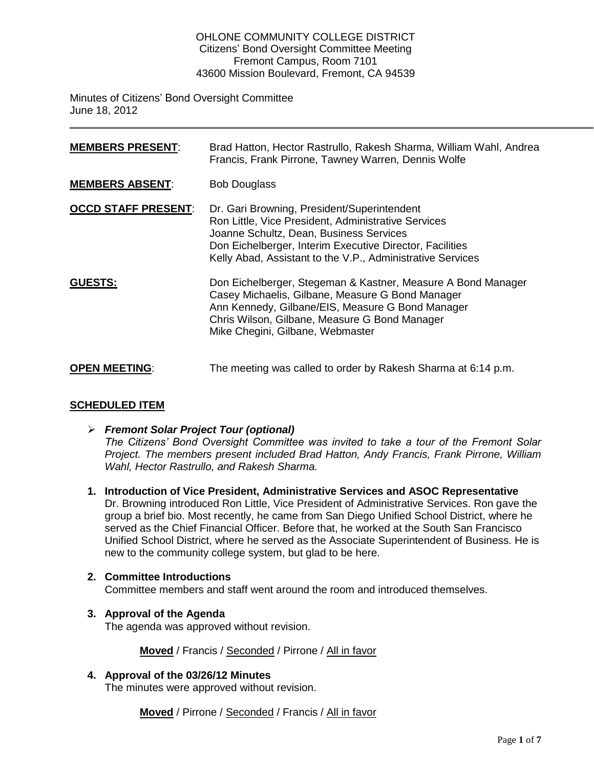OHLONE COMMUNITY COLLEGE DISTRICT
Citizens' Bond Oversight Committee Meeting
Fremont Campus, Room 7101
43600 Mission Boulevard, Fremont, CA 94539

Minutes of Citizens' Bond Oversight Committee
June 18, 2012

---

**MEMBERS PRESENT**: Brad Hatton, Hector Rastrullo, Rakesh Sharma, William Wahl, Andrea Francis, Frank Pirrone, Tawney Warren, Dennis Wolfe

**MEMBERS ABSENT**: Bob Douglass

**OCCD STAFF PRESENT**:
Dr. Gari Browning, President/Superintendent
Ron Little, Vice President, Administrative Services
Joanne Schultz, Dean, Business Services
Don Eichelberger, Interim Executive Director, Facilities
Kelly Abad, Assistant to the V.P., Administrative Services

**GUESTS:**
Don Eichelberger, Stegeman & Kastner, Measure A Bond Manager
Casey Michaelis, Gilbane, Measure G Bond Manager
Ann Kennedy, Gilbane/EIS, Measure G Bond Manager
Chris Wilson, Gilbane, Measure G Bond Manager
Mike Chegini, Gilbane, Webmaster

**OPEN MEETING**: The meeting was called to order by Rakesh Sharma at 6:14 p.m.

## SCHEDULED ITEM

- ***Fremont Solar Project Tour (optional)***
  *The Citizens' Bond Oversight Committee was invited to take a tour of the Fremont Solar Project. The members present included Brad Hatton, Andy Francis, Frank Pirrone, William Wahl, Hector Rastrullo, and Rakesh Sharma.*

**1. Introduction of Vice President, Administrative Services and ASOC Representative**
Dr. Browning introduced Ron Little, Vice President of Administrative Services. Ron gave the group a brief bio. Most recently, he came from San Diego Unified School District, where he served as the Chief Financial Officer. Before that, he worked at the South San Francisco Unified School District, where he served as the Associate Superintendent of Business. He is new to the community college system, but glad to be here.

**2. Committee Introductions**
Committee members and staff went around the room and introduced themselves.

**3. Approval of the Agenda**
The agenda was approved without revision.

**Moved** / Francis / Seconded / Pirrone / All in favor

**4. Approval of the 03/26/12 Minutes**
The minutes were approved without revision.

**Moved** / Pirrone / Seconded / Francis / All in favor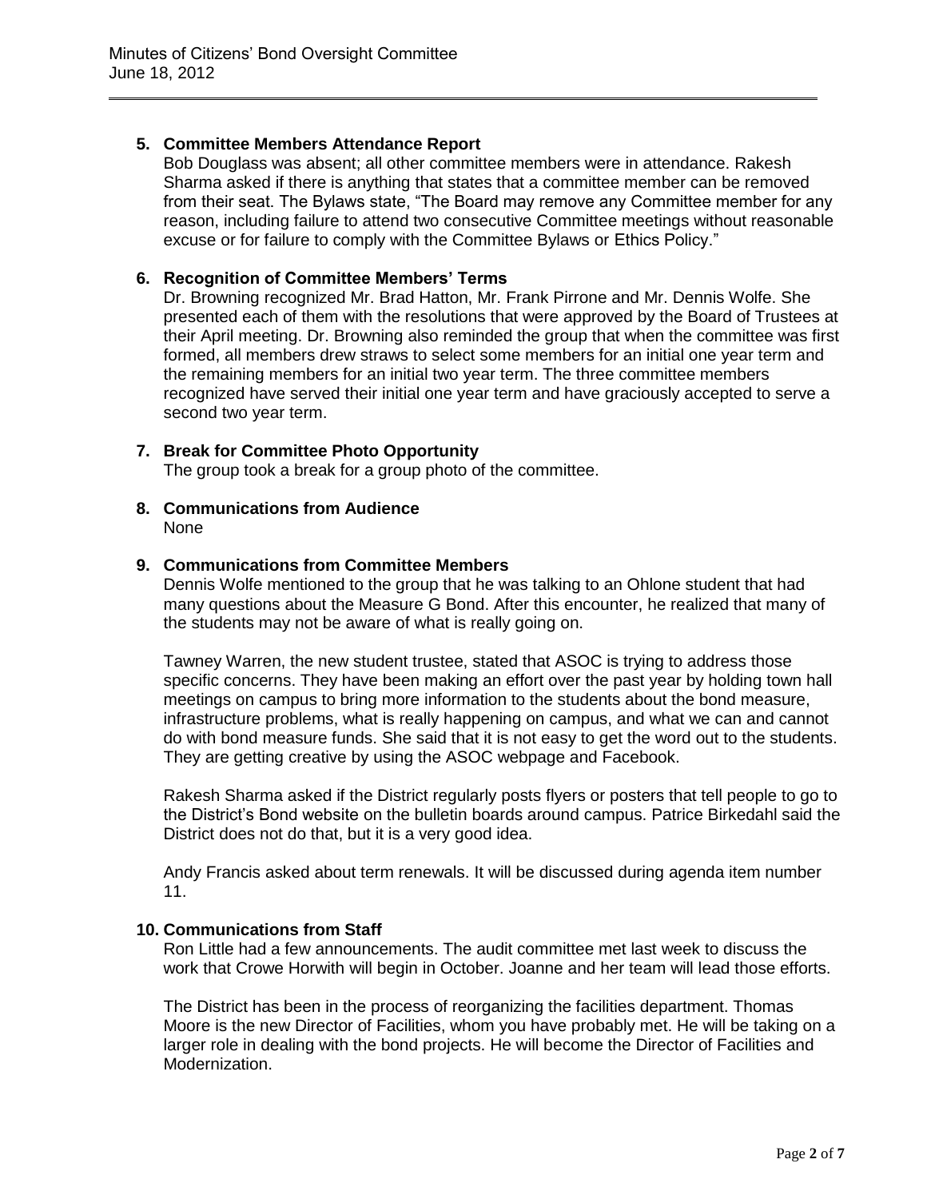## 5. Committee Members Attendance Report

Bob Douglass was absent; all other committee members were in attendance. Rakesh Sharma asked if there is anything that states that a committee member can be removed from their seat. The Bylaws state, "The Board may remove any Committee member for any reason, including failure to attend two consecutive Committee meetings without reasonable excuse or for failure to comply with the Committee Bylaws or Ethics Policy."

## 6. Recognition of Committee Members' Terms

Dr. Browning recognized Mr. Brad Hatton, Mr. Frank Pirrone and Mr. Dennis Wolfe. She presented each of them with the resolutions that were approved by the Board of Trustees at their April meeting. Dr. Browning also reminded the group that when the committee was first formed, all members drew straws to select some members for an initial one year term and the remaining members for an initial two year term. The three committee members recognized have served their initial one year term and have graciously accepted to serve a second two year term.

## 7. Break for Committee Photo Opportunity

The group took a break for a group photo of the committee.

## 8. Communications from Audience

None

## 9. Communications from Committee Members

Dennis Wolfe mentioned to the group that he was talking to an Ohlone student that had many questions about the Measure G Bond. After this encounter, he realized that many of the students may not be aware of what is really going on.

Tawney Warren, the new student trustee, stated that ASOC is trying to address those specific concerns. They have been making an effort over the past year by holding town hall meetings on campus to bring more information to the students about the bond measure, infrastructure problems, what is really happening on campus, and what we can and cannot do with bond measure funds. She said that it is not easy to get the word out to the students. They are getting creative by using the ASOC webpage and Facebook.

Rakesh Sharma asked if the District regularly posts flyers or posters that tell people to go to the District's Bond website on the bulletin boards around campus. Patrice Birkedahl said the District does not do that, but it is a very good idea.

Andy Francis asked about term renewals. It will be discussed during agenda item number 11.

## 10. Communications from Staff

Ron Little had a few announcements. The audit committee met last week to discuss the work that Crowe Horwith will begin in October. Joanne and her team will lead those efforts.

The District has been in the process of reorganizing the facilities department. Thomas Moore is the new Director of Facilities, whom you have probably met. He will be taking on a larger role in dealing with the bond projects. He will become the Director of Facilities and Modernization.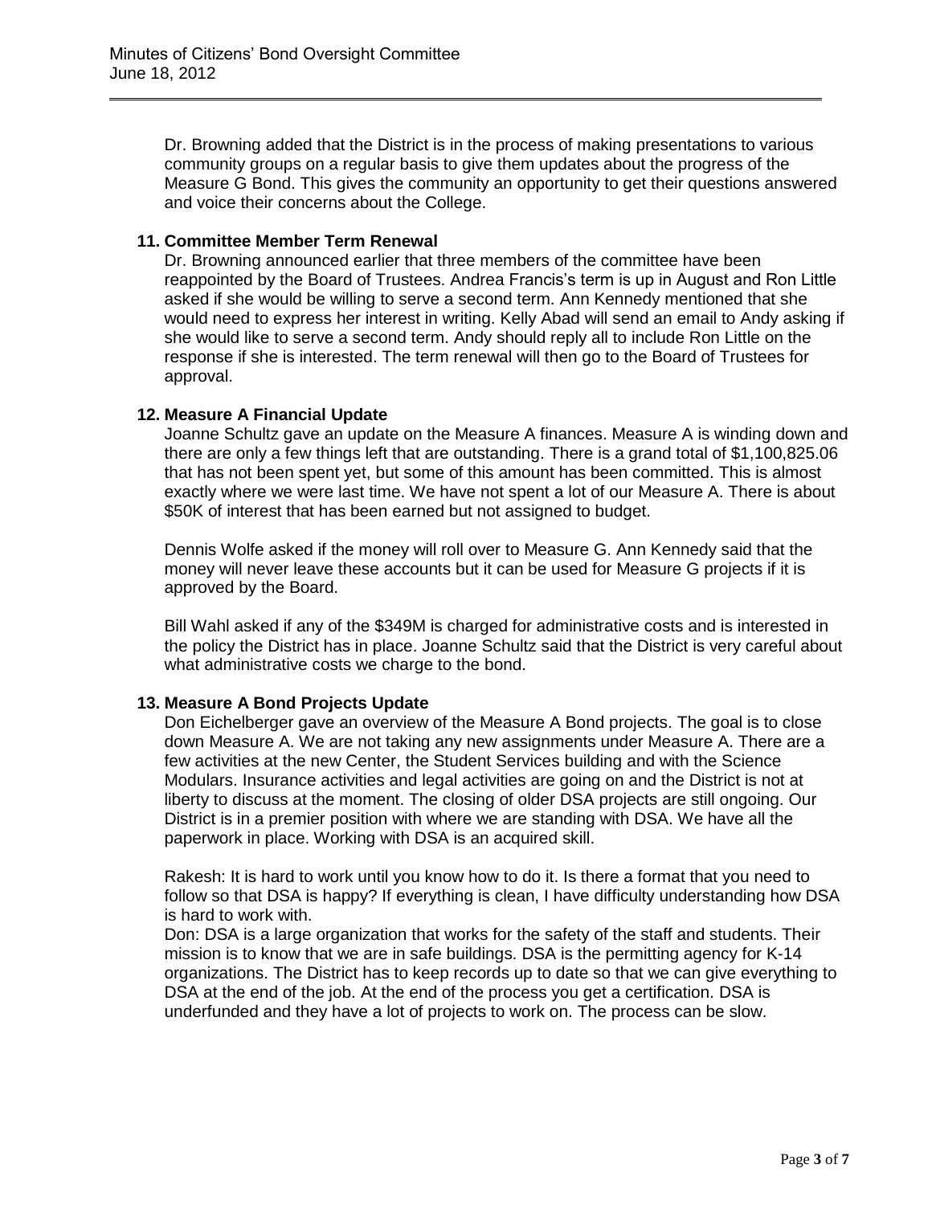Dr. Browning added that the District is in the process of making presentations to various community groups on a regular basis to give them updates about the progress of the Measure G Bond. This gives the community an opportunity to get their questions answered and voice their concerns about the College.

**11. Committee Member Term Renewal**

Dr. Browning announced earlier that three members of the committee have been reappointed by the Board of Trustees. Andrea Francis's term is up in August and Ron Little asked if she would be willing to serve a second term. Ann Kennedy mentioned that she would need to express her interest in writing. Kelly Abad will send an email to Andy asking if she would like to serve a second term. Andy should reply all to include Ron Little on the response if she is interested. The term renewal will then go to the Board of Trustees for approval.

**12. Measure A Financial Update**

Joanne Schultz gave an update on the Measure A finances. Measure A is winding down and there are only a few things left that are outstanding. There is a grand total of $1,100,825.06 that has not been spent yet, but some of this amount has been committed. This is almost exactly where we were last time. We have not spent a lot of our Measure A. There is about $50K of interest that has been earned but not assigned to budget.

Dennis Wolfe asked if the money will roll over to Measure G. Ann Kennedy said that the money will never leave these accounts but it can be used for Measure G projects if it is approved by the Board.

Bill Wahl asked if any of the $349M is charged for administrative costs and is interested in the policy the District has in place. Joanne Schultz said that the District is very careful about what administrative costs we charge to the bond.

**13. Measure A Bond Projects Update**

Don Eichelberger gave an overview of the Measure A Bond projects. The goal is to close down Measure A. We are not taking any new assignments under Measure A. There are a few activities at the new Center, the Student Services building and with the Science Modulars. Insurance activities and legal activities are going on and the District is not at liberty to discuss at the moment. The closing of older DSA projects are still ongoing. Our District is in a premier position with where we are standing with DSA. We have all the paperwork in place. Working with DSA is an acquired skill.

Rakesh: It is hard to work until you know how to do it. Is there a format that you need to follow so that DSA is happy? If everything is clean, I have difficulty understanding how DSA is hard to work with.

Don: DSA is a large organization that works for the safety of the staff and students. Their mission is to know that we are in safe buildings. DSA is the permitting agency for K-14 organizations. The District has to keep records up to date so that we can give everything to DSA at the end of the job. At the end of the process you get a certification. DSA is underfunded and they have a lot of projects to work on. The process can be slow.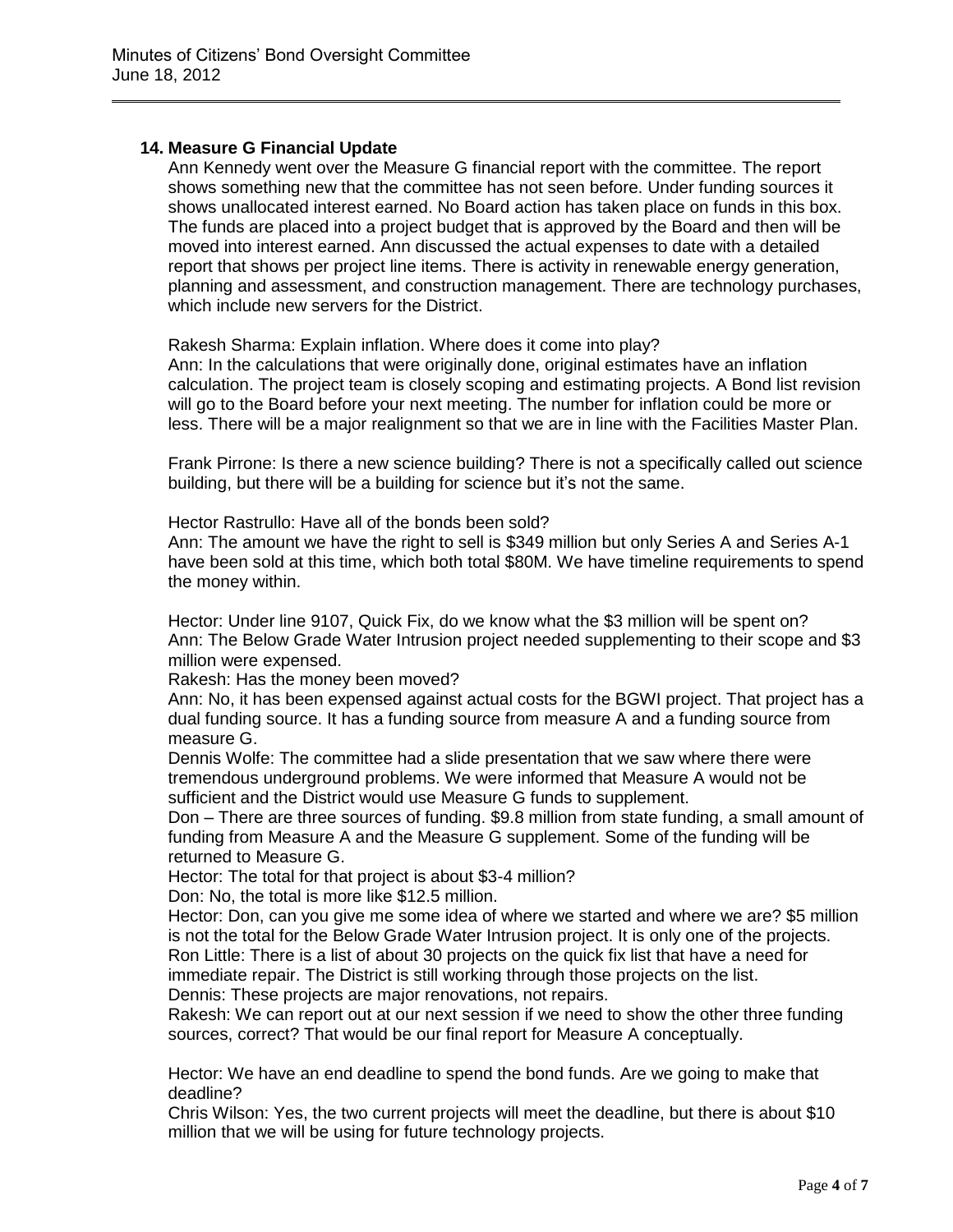### 14. Measure G Financial Update

Ann Kennedy went over the Measure G financial report with the committee. The report shows something new that the committee has not seen before. Under funding sources it shows unallocated interest earned. No Board action has taken place on funds in this box. The funds are placed into a project budget that is approved by the Board and then will be moved into interest earned. Ann discussed the actual expenses to date with a detailed report that shows per project line items. There is activity in renewable energy generation, planning and assessment, and construction management. There are technology purchases, which include new servers for the District.

Rakesh Sharma: Explain inflation. Where does it come into play?
Ann: In the calculations that were originally done, original estimates have an inflation calculation. The project team is closely scoping and estimating projects. A Bond list revision will go to the Board before your next meeting. The number for inflation could be more or less. There will be a major realignment so that we are in line with the Facilities Master Plan.

Frank Pirrone: Is there a new science building? There is not a specifically called out science building, but there will be a building for science but it's not the same.

Hector Rastrullo: Have all of the bonds been sold?
Ann: The amount we have the right to sell is $349 million but only Series A and Series A-1 have been sold at this time, which both total $80M. We have timeline requirements to spend the money within.

Hector: Under line 9107, Quick Fix, do we know what the $3 million will be spent on?
Ann: The Below Grade Water Intrusion project needed supplementing to their scope and $3 million were expensed.
Rakesh: Has the money been moved?
Ann: No, it has been expensed against actual costs for the BGWI project. That project has a dual funding source. It has a funding source from measure A and a funding source from measure G.
Dennis Wolfe: The committee had a slide presentation that we saw where there were tremendous underground problems. We were informed that Measure A would not be sufficient and the District would use Measure G funds to supplement.
Don – There are three sources of funding. $9.8 million from state funding, a small amount of funding from Measure A and the Measure G supplement. Some of the funding will be returned to Measure G.
Hector: The total for that project is about $3-4 million?
Don: No, the total is more like $12.5 million.
Hector: Don, can you give me some idea of where we started and where we are? $5 million is not the total for the Below Grade Water Intrusion project. It is only one of the projects.
Ron Little: There is a list of about 30 projects on the quick fix list that have a need for immediate repair. The District is still working through those projects on the list.
Dennis: These projects are major renovations, not repairs.
Rakesh: We can report out at our next session if we need to show the other three funding sources, correct? That would be our final report for Measure A conceptually.

Hector: We have an end deadline to spend the bond funds. Are we going to make that deadline?
Chris Wilson: Yes, the two current projects will meet the deadline, but there is about $10 million that we will be using for future technology projects.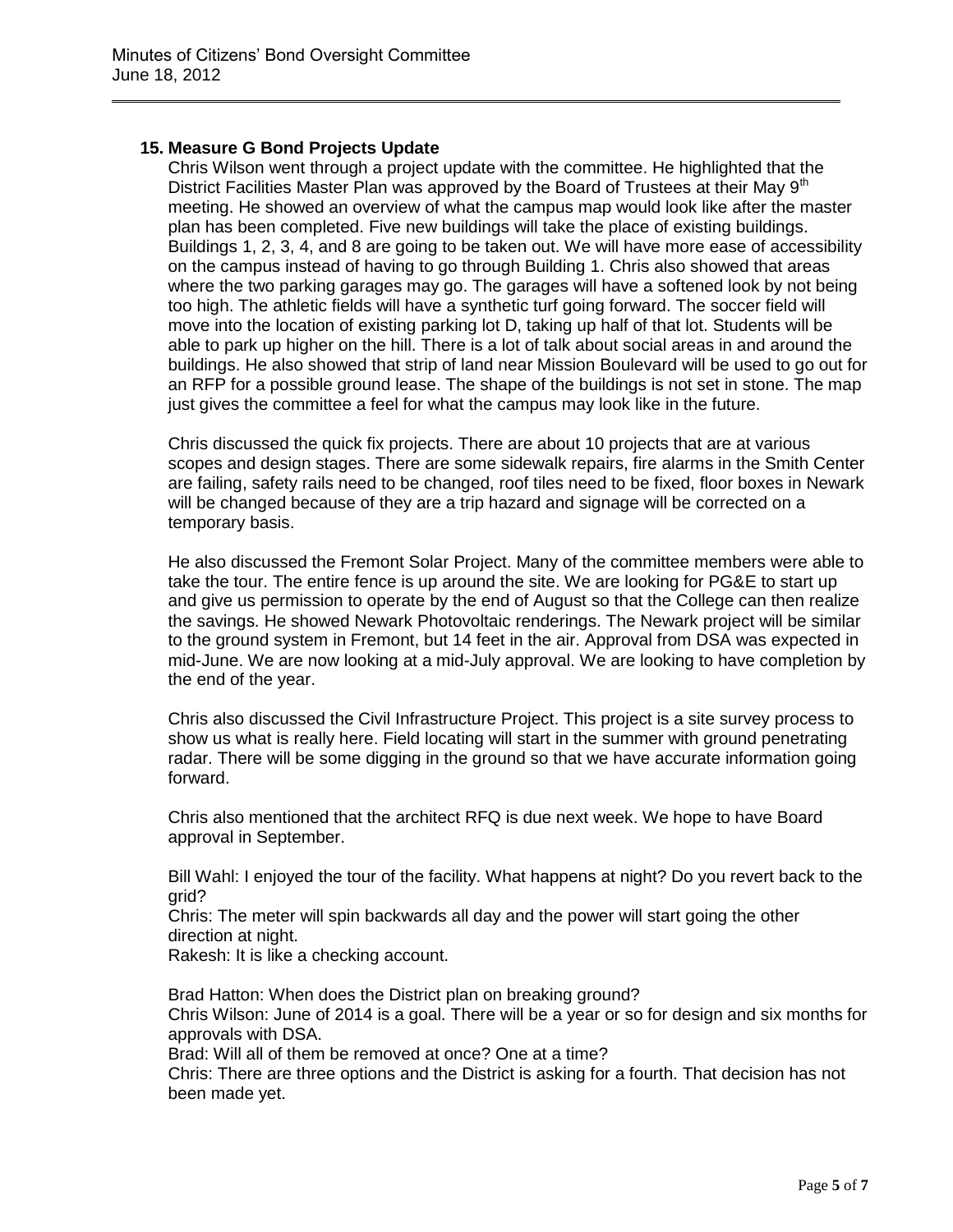## 15. Measure G Bond Projects Update

Chris Wilson went through a project update with the committee. He highlighted that the District Facilities Master Plan was approved by the Board of Trustees at their May 9th meeting. He showed an overview of what the campus map would look like after the master plan has been completed. Five new buildings will take the place of existing buildings. Buildings 1, 2, 3, 4, and 8 are going to be taken out. We will have more ease of accessibility on the campus instead of having to go through Building 1. Chris also showed that areas where the two parking garages may go. The garages will have a softened look by not being too high. The athletic fields will have a synthetic turf going forward. The soccer field will move into the location of existing parking lot D, taking up half of that lot. Students will be able to park up higher on the hill. There is a lot of talk about social areas in and around the buildings. He also showed that strip of land near Mission Boulevard will be used to go out for an RFP for a possible ground lease. The shape of the buildings is not set in stone. The map just gives the committee a feel for what the campus may look like in the future.

Chris discussed the quick fix projects. There are about 10 projects that are at various scopes and design stages. There are some sidewalk repairs, fire alarms in the Smith Center are failing, safety rails need to be changed, roof tiles need to be fixed, floor boxes in Newark will be changed because of they are a trip hazard and signage will be corrected on a temporary basis.

He also discussed the Fremont Solar Project. Many of the committee members were able to take the tour. The entire fence is up around the site. We are looking for PG&E to start up and give us permission to operate by the end of August so that the College can then realize the savings. He showed Newark Photovoltaic renderings. The Newark project will be similar to the ground system in Fremont, but 14 feet in the air. Approval from DSA was expected in mid-June. We are now looking at a mid-July approval. We are looking to have completion by the end of the year.

Chris also discussed the Civil Infrastructure Project. This project is a site survey process to show us what is really here. Field locating will start in the summer with ground penetrating radar. There will be some digging in the ground so that we have accurate information going forward.

Chris also mentioned that the architect RFQ is due next week. We hope to have Board approval in September.

Bill Wahl: I enjoyed the tour of the facility. What happens at night? Do you revert back to the grid?
Chris: The meter will spin backwards all day and the power will start going the other direction at night.
Rakesh: It is like a checking account.

Brad Hatton: When does the District plan on breaking ground?
Chris Wilson: June of 2014 is a goal. There will be a year or so for design and six months for approvals with DSA.
Brad: Will all of them be removed at once? One at a time?
Chris: There are three options and the District is asking for a fourth. That decision has not been made yet.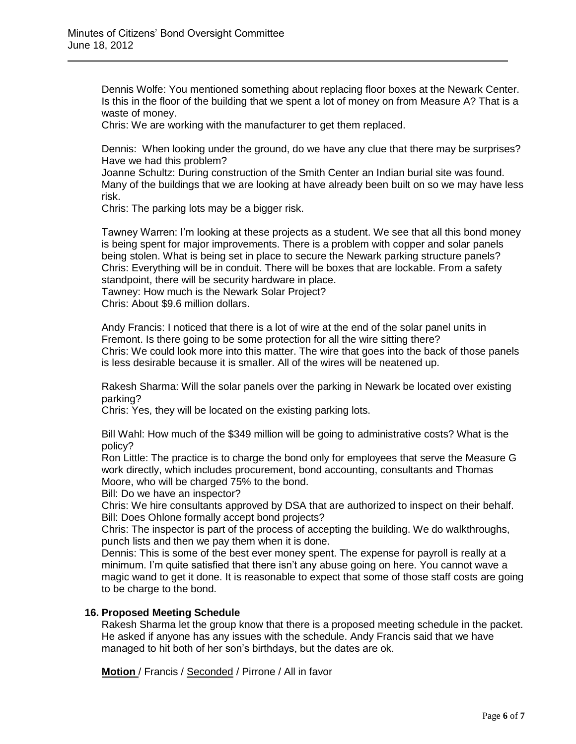Dennis Wolfe: You mentioned something about replacing floor boxes at the Newark Center. Is this in the floor of the building that we spent a lot of money on from Measure A? That is a waste of money.
Chris: We are working with the manufacturer to get them replaced.

Dennis: When looking under the ground, do we have any clue that there may be surprises? Have we had this problem?
Joanne Schultz: During construction of the Smith Center an Indian burial site was found. Many of the buildings that we are looking at have already been built on so we may have less risk.
Chris: The parking lots may be a bigger risk.

Tawney Warren: I'm looking at these projects as a student. We see that all this bond money is being spent for major improvements. There is a problem with copper and solar panels being stolen. What is being set in place to secure the Newark parking structure panels?
Chris: Everything will be in conduit. There will be boxes that are lockable. From a safety standpoint, there will be security hardware in place.
Tawney: How much is the Newark Solar Project?
Chris: About $9.6 million dollars.

Andy Francis: I noticed that there is a lot of wire at the end of the solar panel units in Fremont. Is there going to be some protection for all the wire sitting there?
Chris: We could look more into this matter. The wire that goes into the back of those panels is less desirable because it is smaller. All of the wires will be neatened up.

Rakesh Sharma: Will the solar panels over the parking in Newark be located over existing parking?
Chris: Yes, they will be located on the existing parking lots.

Bill Wahl: How much of the $349 million will be going to administrative costs? What is the policy?
Ron Little: The practice is to charge the bond only for employees that serve the Measure G work directly, which includes procurement, bond accounting, consultants and Thomas Moore, who will be charged 75% to the bond.
Bill: Do we have an inspector?
Chris: We hire consultants approved by DSA that are authorized to inspect on their behalf.
Bill: Does Ohlone formally accept bond projects?
Chris: The inspector is part of the process of accepting the building. We do walkthroughs, punch lists and then we pay them when it is done.
Dennis: This is some of the best ever money spent. The expense for payroll is really at a minimum. I'm quite satisfied that there isn't any abuse going on here. You cannot wave a magic wand to get it done. It is reasonable to expect that some of those staff costs are going to be charge to the bond.

**16. Proposed Meeting Schedule**

Rakesh Sharma let the group know that there is a proposed meeting schedule in the packet. He asked if anyone has any issues with the schedule. Andy Francis said that we have managed to hit both of her son's birthdays, but the dates are ok.

**Motion** / Francis / Seconded / Pirrone / All in favor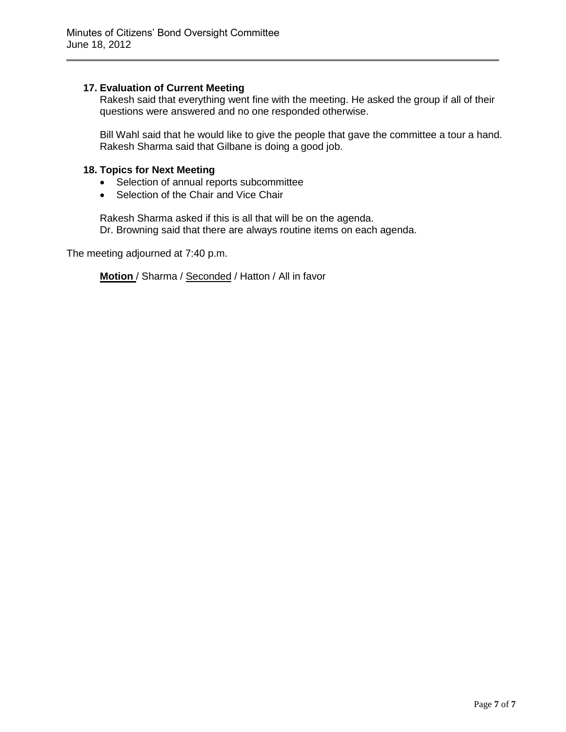### 17. Evaluation of Current Meeting

Rakesh said that everything went fine with the meeting. He asked the group if all of their questions were answered and no one responded otherwise.

Bill Wahl said that he would like to give the people that gave the committee a tour a hand. Rakesh Sharma said that Gilbane is doing a good job.

### 18. Topics for Next Meeting

- Selection of annual reports subcommittee
- Selection of the Chair and Vice Chair

Rakesh Sharma asked if this is all that will be on the agenda.
Dr. Browning said that there are always routine items on each agenda.

The meeting adjourned at 7:40 p.m.

**Motion** / Sharma / Seconded / Hatton / All in favor